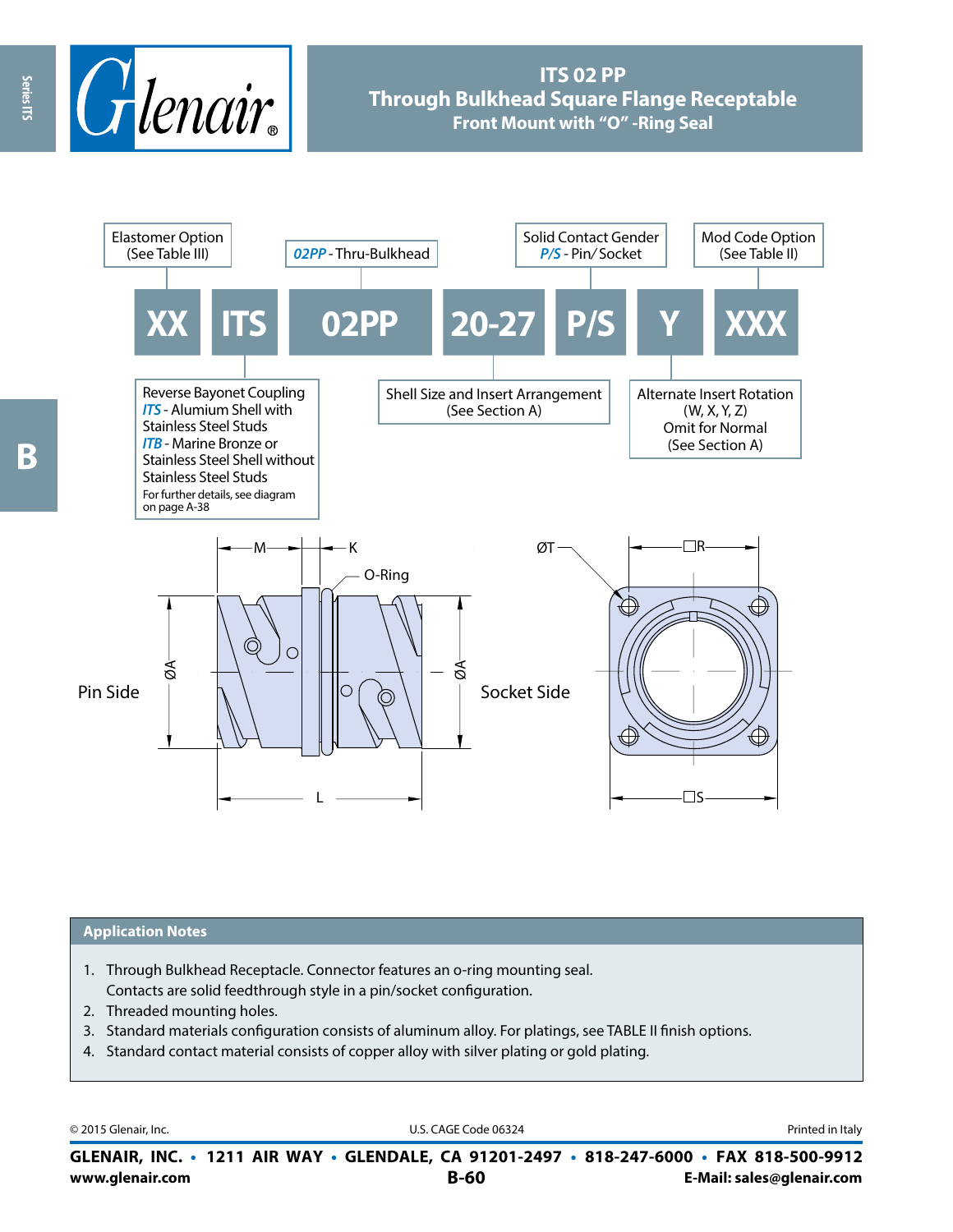# ITS 02 PP
## Through Bulkhead Square Flange Receptable
### Front Mount with "O" -Ring Seal

| XX | ITS | 02PP | 20-27 | P/S | Y | XXX |
|---|---|---|---|---|---|---|

- **XX** — Elastomer Option (See Table III)
- **ITS** — Reverse Bayonet Coupling
  - *ITS* - Alumium Shell with Stainless Steel Studs
  - *ITB* - Marine Bronze or Stainless Steel Shell without Stainless Steel Studs
  - For further details, see diagram on page A-38
- **02PP** — *02PP* - Thru-Bulkhead
- **20-27** — Shell Size and Insert Arrangement (See Section A)
- **P/S** — Solid Contact Gender *P/S* - Pin/ Socket
- **Y** — Alternate Insert Rotation (W, X, Y, Z) Omit for Normal (See Section A)
- **XXX** — Mod Code Option (See Table II)

Pin Side — Socket Side

M — K — O-Ring — ØA — L — ØT — □R — □S

## Application Notes

1. Through Bulkhead Receptacle. Connector features an o-ring mounting seal. Contacts are solid feedthrough style in a pin/socket configuration.
2. Threaded mounting holes.
3. Standard materials configuration consists of aluminum alloy. For platings, see TABLE II finish options.
4. Standard contact material consists of copper alloy with silver plating or gold plating.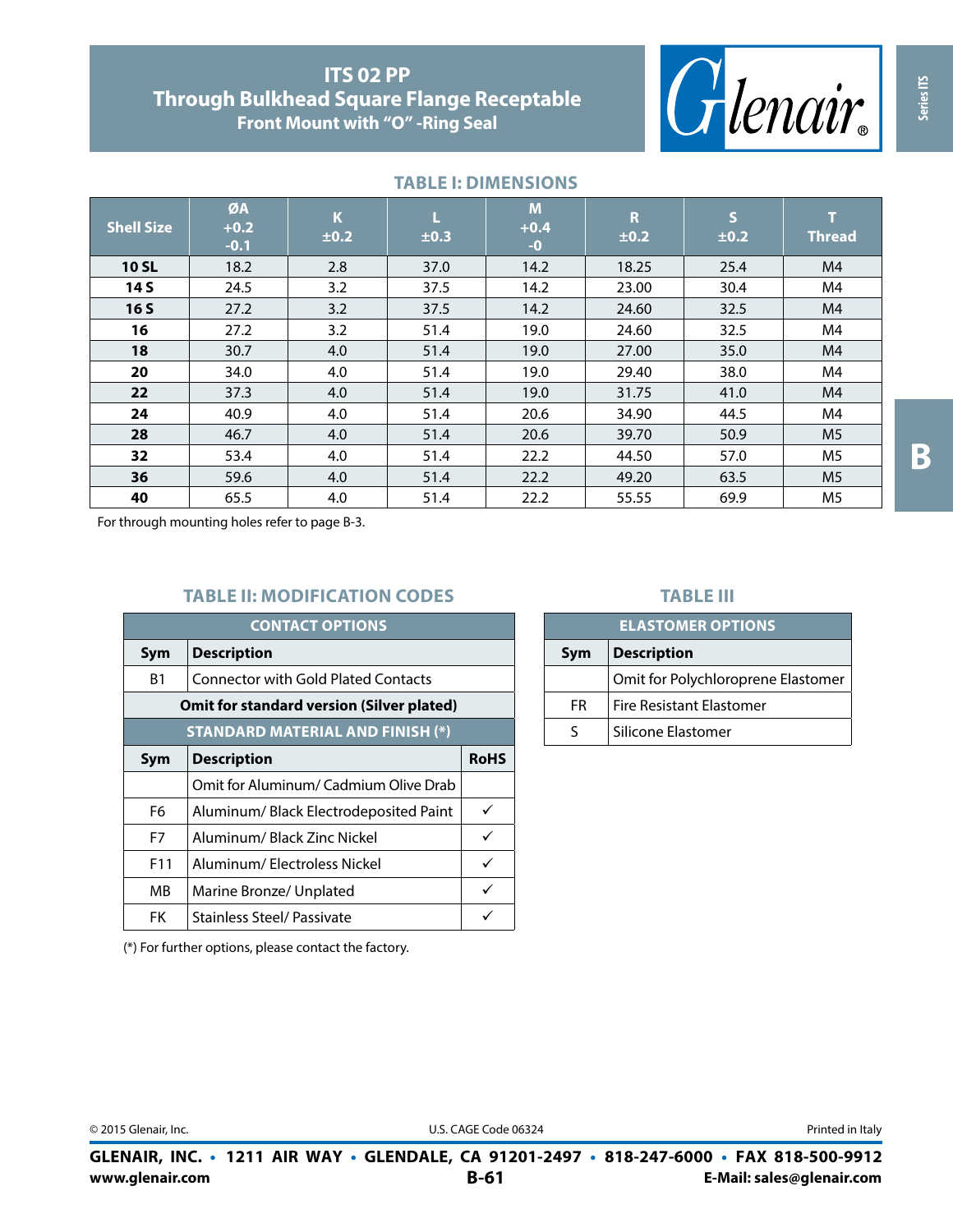# ITS 02 PP
## Through Bulkhead Square Flange Receptable
### Front Mount with "O" -Ring Seal

### TABLE I: DIMENSIONS

| Shell Size | ØA +0.2 -0.1 | K ±0.2 | L ±0.3 | M +0.4 -0 | R ±0.2 | S ±0.2 | T Thread |
|---|---|---|---|---|---|---|---|
| **10 SL** | 18.2 | 2.8 | 37.0 | 14.2 | 18.25 | 25.4 | M4 |
| **14 S** | 24.5 | 3.2 | 37.5 | 14.2 | 23.00 | 30.4 | M4 |
| **16 S** | 27.2 | 3.2 | 37.5 | 14.2 | 24.60 | 32.5 | M4 |
| **16** | 27.2 | 3.2 | 51.4 | 19.0 | 24.60 | 32.5 | M4 |
| **18** | 30.7 | 4.0 | 51.4 | 19.0 | 27.00 | 35.0 | M4 |
| **20** | 34.0 | 4.0 | 51.4 | 19.0 | 29.40 | 38.0 | M4 |
| **22** | 37.3 | 4.0 | 51.4 | 19.0 | 31.75 | 41.0 | M4 |
| **24** | 40.9 | 4.0 | 51.4 | 20.6 | 34.90 | 44.5 | M4 |
| **28** | 46.7 | 4.0 | 51.4 | 20.6 | 39.70 | 50.9 | M5 |
| **32** | 53.4 | 4.0 | 51.4 | 22.2 | 44.50 | 57.0 | M5 |
| **36** | 59.6 | 4.0 | 51.4 | 22.2 | 49.20 | 63.5 | M5 |
| **40** | 65.5 | 4.0 | 51.4 | 22.2 | 55.55 | 69.9 | M5 |

For through mounting holes refer to page B-3.

### TABLE II: MODIFICATION CODES

| CONTACT OPTIONS | | |
|---|---|---|
| **Sym** | **Description** | |
| B1 | Connector with Gold Plated Contacts | |
| **Omit for standard version (Silver plated)** | | |
| **STANDARD MATERIAL AND FINISH (*)** | | |
| **Sym** | **Description** | **RoHS** |
| | Omit for Aluminum/ Cadmium Olive Drab | |
| F6 | Aluminum/ Black Electrodeposited Paint | ✓ |
| F7 | Aluminum/ Black Zinc Nickel | ✓ |
| F11 | Aluminum/ Electroless Nickel | ✓ |
| MB | Marine Bronze/ Unplated | ✓ |
| FK | Stainless Steel/ Passivate | ✓ |

(*) For further options, please contact the factory.

### TABLE III

| ELASTOMER OPTIONS | |
|---|---|
| **Sym** | **Description** |
| | Omit for Polychloroprene Elastomer |
| FR | Fire Resistant Elastomer |
| S | Silicone Elastomer |

© 2015 Glenair, Inc. U.S. CAGE Code 06324 Printed in Italy

GLENAIR, INC. • 1211 AIR WAY • GLENDALE, CA 91201-2497 • 818-247-6000 • FAX 818-500-9912
www.glenair.com E-Mail: sales@glenair.com